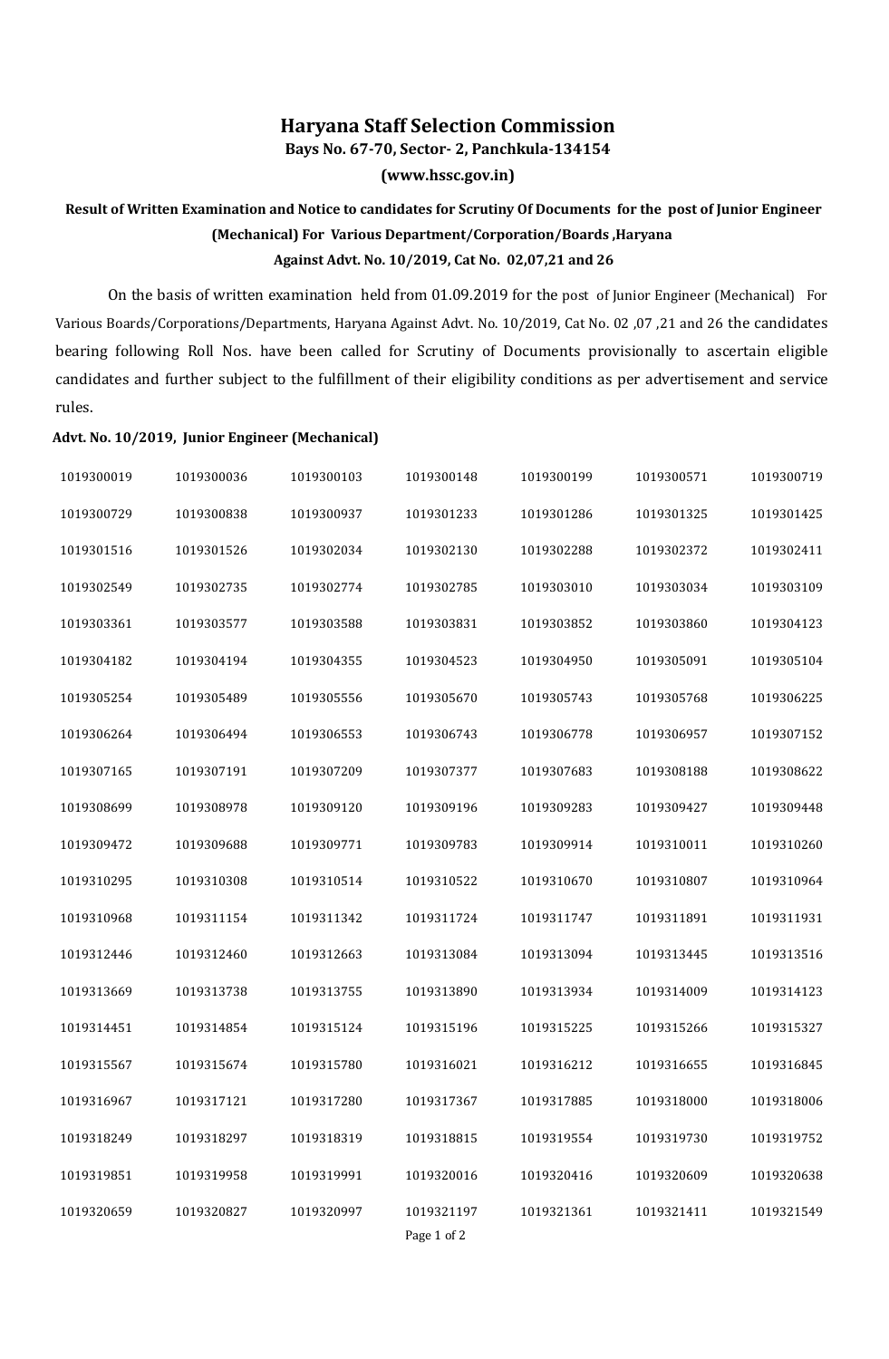# Haryana Staff Selection Commission

**Bays No. 67-70, Sector- 2, Panchkula-134154**

**(www.hssc.gov.in)**

**Result of Written Examination and Notice to candidates for Scrutiny Of Documents for the post of Junior Engineer (Mechanical) For Various Department/Corporation/Boards ,Haryana**

**Against Advt. No. 10/2019, Cat No. 02,07,21 and 26**

On the basis of written examination held from 01.09.2019 for the post of Junior Engineer (Mechanical) For Various Boards/Corporations/Departments, Haryana Against Advt. No. 10/2019, Cat No. 02 ,07 ,21 and 26 the candidates bearing following Roll Nos. have been called for Scrutiny of Documents provisionally to ascertain eligible candidates and further subject to the fulfillment of their eligibility conditions as per advertisement and service rules.

**Advt. No. 10/2019, Junior Engineer (Mechanical)**

| | | | | | | |
|---|---|---|---|---|---|---|
| 1019300019 | 1019300036 | 1019300103 | 1019300148 | 1019300199 | 1019300571 | 1019300719 |
| 1019300729 | 1019300838 | 1019300937 | 1019301233 | 1019301286 | 1019301325 | 1019301425 |
| 1019301516 | 1019301526 | 1019302034 | 1019302130 | 1019302288 | 1019302372 | 1019302411 |
| 1019302549 | 1019302735 | 1019302774 | 1019302785 | 1019303010 | 1019303034 | 1019303109 |
| 1019303361 | 1019303577 | 1019303588 | 1019303831 | 1019303852 | 1019303860 | 1019304123 |
| 1019304182 | 1019304194 | 1019304355 | 1019304523 | 1019304950 | 1019305091 | 1019305104 |
| 1019305254 | 1019305489 | 1019305556 | 1019305670 | 1019305743 | 1019305768 | 1019306225 |
| 1019306264 | 1019306494 | 1019306553 | 1019306743 | 1019306778 | 1019306957 | 1019307152 |
| 1019307165 | 1019307191 | 1019307209 | 1019307377 | 1019307683 | 1019308188 | 1019308622 |
| 1019308699 | 1019308978 | 1019309120 | 1019309196 | 1019309283 | 1019309427 | 1019309448 |
| 1019309472 | 1019309688 | 1019309771 | 1019309783 | 1019309914 | 1019310011 | 1019310260 |
| 1019310295 | 1019310308 | 1019310514 | 1019310522 | 1019310670 | 1019310807 | 1019310964 |
| 1019310968 | 1019311154 | 1019311342 | 1019311724 | 1019311747 | 1019311891 | 1019311931 |
| 1019312446 | 1019312460 | 1019312663 | 1019313084 | 1019313094 | 1019313445 | 1019313516 |
| 1019313669 | 1019313738 | 1019313755 | 1019313890 | 1019313934 | 1019314009 | 1019314123 |
| 1019314451 | 1019314854 | 1019315124 | 1019315196 | 1019315225 | 1019315266 | 1019315327 |
| 1019315567 | 1019315674 | 1019315780 | 1019316021 | 1019316212 | 1019316655 | 1019316845 |
| 1019316967 | 1019317121 | 1019317280 | 1019317367 | 1019317885 | 1019318000 | 1019318006 |
| 1019318249 | 1019318297 | 1019318319 | 1019318815 | 1019319554 | 1019319730 | 1019319752 |
| 1019319851 | 1019319958 | 1019319991 | 1019320016 | 1019320416 | 1019320609 | 1019320638 |
| 1019320659 | 1019320827 | 1019320997 | 1019321197 | 1019321361 | 1019321411 | 1019321549 |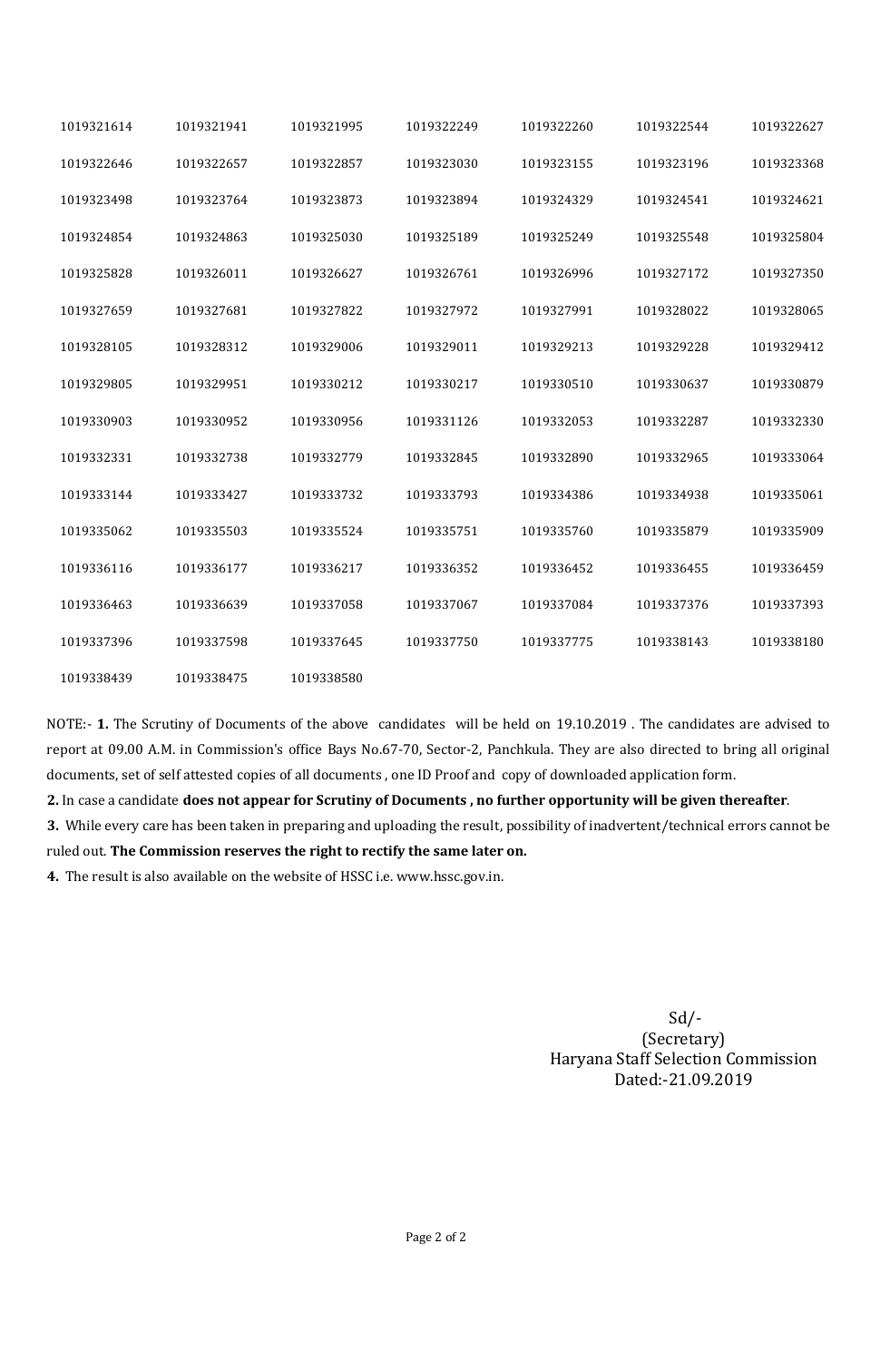| | | | | | | |
|---|---|---|---|---|---|---|
| 1019321614 | 1019321941 | 1019321995 | 1019322249 | 1019322260 | 1019322544 | 1019322627 |
| 1019322646 | 1019322657 | 1019322857 | 1019323030 | 1019323155 | 1019323196 | 1019323368 |
| 1019323498 | 1019323764 | 1019323873 | 1019323894 | 1019324329 | 1019324541 | 1019324621 |
| 1019324854 | 1019324863 | 1019325030 | 1019325189 | 1019325249 | 1019325548 | 1019325804 |
| 1019325828 | 1019326011 | 1019326627 | 1019326761 | 1019326996 | 1019327172 | 1019327350 |
| 1019327659 | 1019327681 | 1019327822 | 1019327972 | 1019327991 | 1019328022 | 1019328065 |
| 1019328105 | 1019328312 | 1019329006 | 1019329011 | 1019329213 | 1019329228 | 1019329412 |
| 1019329805 | 1019329951 | 1019330212 | 1019330217 | 1019330510 | 1019330637 | 1019330879 |
| 1019330903 | 1019330952 | 1019330956 | 1019331126 | 1019332053 | 1019332287 | 1019332330 |
| 1019332331 | 1019332738 | 1019332779 | 1019332845 | 1019332890 | 1019332965 | 1019333064 |
| 1019333144 | 1019333427 | 1019333732 | 1019333793 | 1019334386 | 1019334938 | 1019335061 |
| 1019335062 | 1019335503 | 1019335524 | 1019335751 | 1019335760 | 1019335879 | 1019335909 |
| 1019336116 | 1019336177 | 1019336217 | 1019336352 | 1019336452 | 1019336455 | 1019336459 |
| 1019336463 | 1019336639 | 1019337058 | 1019337067 | 1019337084 | 1019337376 | 1019337393 |
| 1019337396 | 1019337598 | 1019337645 | 1019337750 | 1019337775 | 1019338143 | 1019338180 |
| 1019338439 | 1019338475 | 1019338580 | | | | |

NOTE:- **1.** The Scrutiny of Documents of the above candidates will be held on 19.10.2019 . The candidates are advised to report at 09.00 A.M. in Commission's office Bays No.67-70, Sector-2, Panchkula. They are also directed to bring all original documents, set of self attested copies of all documents , one ID Proof and copy of downloaded application form.

**2.** In case a candidate **does not appear for Scrutiny of Documents , no further opportunity will be given thereafter**.

**3.** While every care has been taken in preparing and uploading the result, possibility of inadvertent/technical errors cannot be ruled out. **The Commission reserves the right to rectify the same later on.**

**4.** The result is also available on the website of HSSC i.e. www.hssc.gov.in.

Sd/-
(Secretary)
Haryana Staff Selection Commission
Dated:-21.09.2019